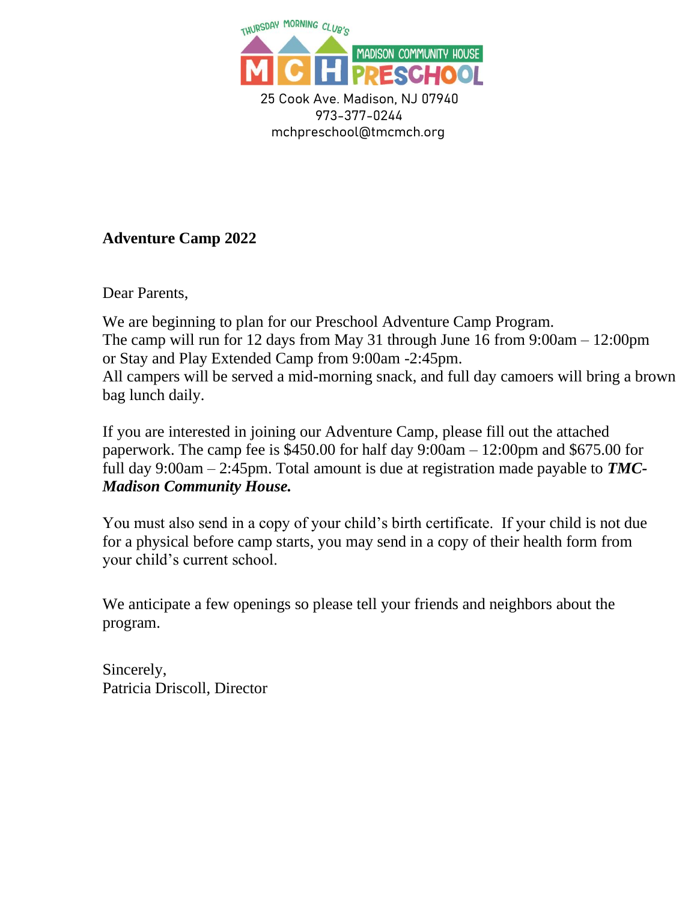THURSDAY MORNING CLUB'S

MCH MADISON COMMUNITY HOUSE PRESCHOOL

25 Cook Ave. Madison, NJ 07940
973-377-0244
mchpreschool@tmcmch.org

**Adventure Camp 2022**

Dear Parents,

We are beginning to plan for our Preschool Adventure Camp Program.
The camp will run for 12 days from May 31 through June 16 from 9:00am – 12:00pm or Stay and Play Extended Camp from 9:00am -2:45pm.
All campers will be served a mid-morning snack, and full day camoers will bring a brown bag lunch daily.

If you are interested in joining our Adventure Camp, please fill out the attached paperwork. The camp fee is $450.00 for half day 9:00am – 12:00pm and $675.00 for full day 9:00am – 2:45pm. Total amount is due at registration made payable to ***TMC-Madison Community House.***

You must also send in a copy of your child's birth certificate. If your child is not due for a physical before camp starts, you may send in a copy of their health form from your child's current school.

We anticipate a few openings so please tell your friends and neighbors about the program.

Sincerely,
Patricia Driscoll, Director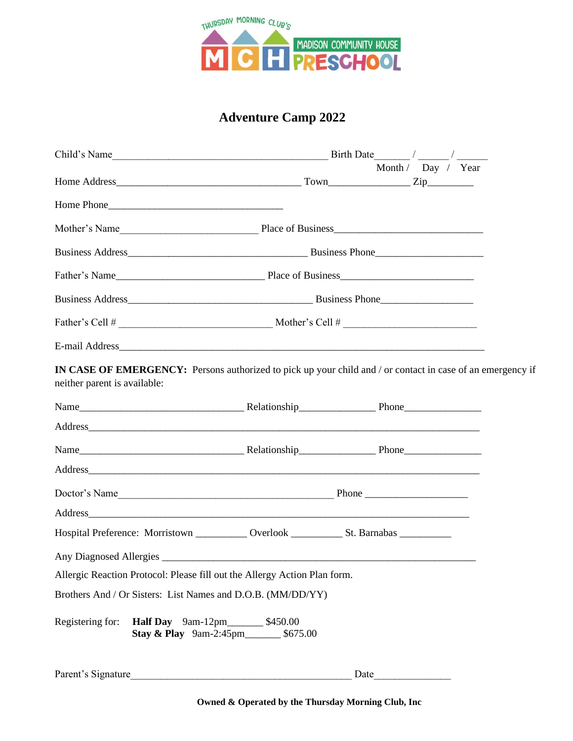THURSDAY MORNING CLUB'S

MCH MADISON COMMUNITY HOUSE PRESCHOOL

# Adventure Camp 2022

Child's Name__________________________________________ Birth Date______ / ______ / ______
Month / Day / Year

Home Address___________________________________ Town_______________ Zip________

Home Phone__________________________________

Mother's Name__________________________ Place of Business____________________________

Business Address__________________________________ Business Phone____________________

Father's Name____________________________ Place of Business_________________________

Business Address__________________________________ Business Phone_________________

Father's Cell # _____________________________ Mother's Cell # _________________________

E-mail Address________________________________________________________________________

**IN CASE OF EMERGENCY:** Persons authorized to pick up your child and / or contact in case of an emergency if neither parent is available:

Name________________________________ Relationship______________ Phone______________

Address_____________________________________________________________________________

Name________________________________ Relationship______________ Phone______________

Address_____________________________________________________________________________

Doctor's Name__________________________________________ Phone ___________________

Address_____________________________________________________________________________

Hospital Preference: Morristown __________ Overlook __________ St. Barnabas __________

Any Diagnosed Allergies _____________________________________________________________

Allergic Reaction Protocol: Please fill out the Allergy Action Plan form.

Brothers And / Or Sisters: List Names and D.O.B. (MM/DD/YY)

Registering for: **Half Day** 9am-12pm_______ $450.00
**Stay & Play** 9am-2:45pm_______ $675.00

Parent's Signature___________________________________________ Date_______________

**Owned & Operated by the Thursday Morning Club, Inc**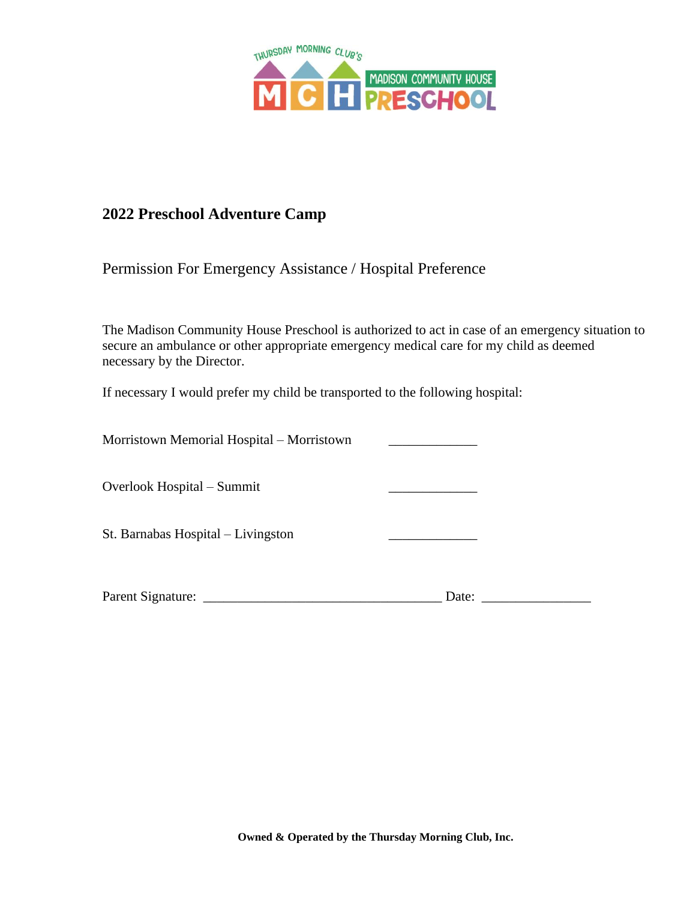THURSDAY MORNING CLUB'S

MCH MADISON COMMUNITY HOUSE PRESCHOOL

## 2022 Preschool Adventure Camp

Permission For Emergency Assistance / Hospital Preference

The Madison Community House Preschool is authorized to act in case of an emergency situation to secure an ambulance or other appropriate emergency medical care for my child as deemed necessary by the Director.

If necessary I would prefer my child be transported to the following hospital:

Morristown Memorial Hospital – Morristown _____________

Overlook Hospital – Summit _____________

St. Barnabas Hospital – Livingston _____________

Parent Signature: ___________________________________ Date: ________________

**Owned & Operated by the Thursday Morning Club, Inc.**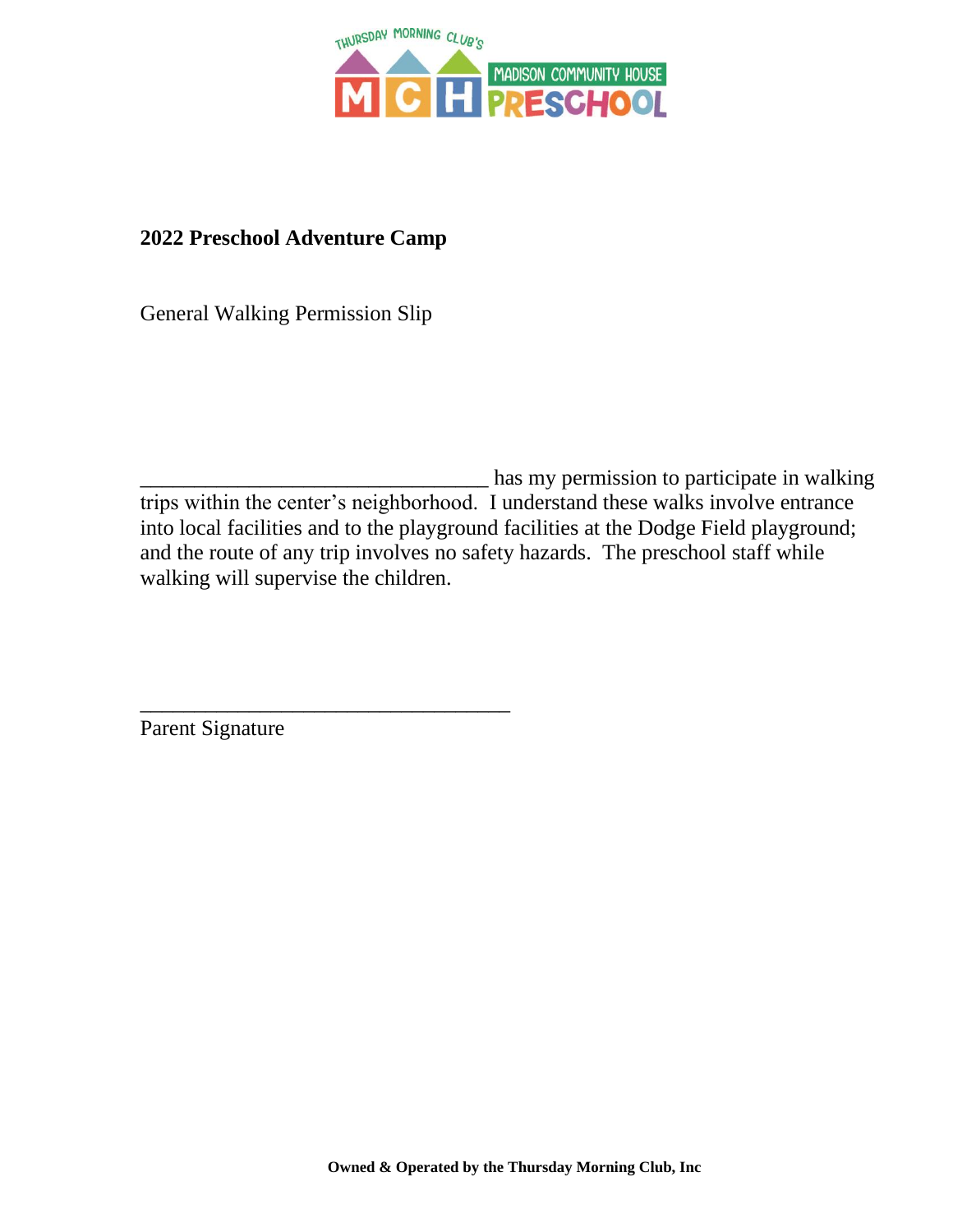THURSDAY MORNING CLUB'S MCH MADISON COMMUNITY HOUSE PRESCHOOL

**2022 Preschool Adventure Camp**

General Walking Permission Slip

_________________________________ has my permission to participate in walking trips within the center's neighborhood. I understand these walks involve entrance into local facilities and to the playground facilities at the Dodge Field playground; and the route of any trip involves no safety hazards. The preschool staff while walking will supervise the children.

___________________________________
Parent Signature

**Owned & Operated by the Thursday Morning Club, Inc**